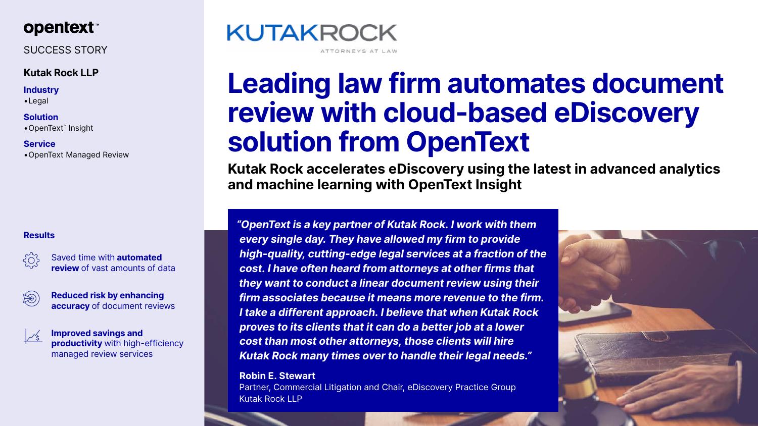opentext™

SUCCESS STORY

**Kutak Rock LLP**

**Industry**
- Legal

**Solution**
- OpenText™ Insight

**Service**
- OpenText Managed Review

**Results**

Saved time with **automated review** of vast amounts of data

**Reduced risk by enhancing accuracy** of document reviews

**Improved savings and productivity** with high-efficiency managed review services

KUTAKROCK
ATTORNEYS AT LAW

# Leading law firm automates document review with cloud-based eDiscovery solution from OpenText

## Kutak Rock accelerates eDiscovery using the latest in advanced analytics and machine learning with OpenText Insight

*"OpenText is a key partner of Kutak Rock. I work with them every single day. They have allowed my firm to provide high-quality, cutting-edge legal services at a fraction of the cost. I have often heard from attorneys at other firms that they want to conduct a linear document review using their firm associates because it means more revenue to the firm. I take a different approach. I believe that when Kutak Rock proves to its clients that it can do a better job at a lower cost than most other attorneys, those clients will hire Kutak Rock many times over to handle their legal needs."*

**Robin E. Stewart**
Partner, Commercial Litigation and Chair, eDiscovery Practice Group
Kutak Rock LLP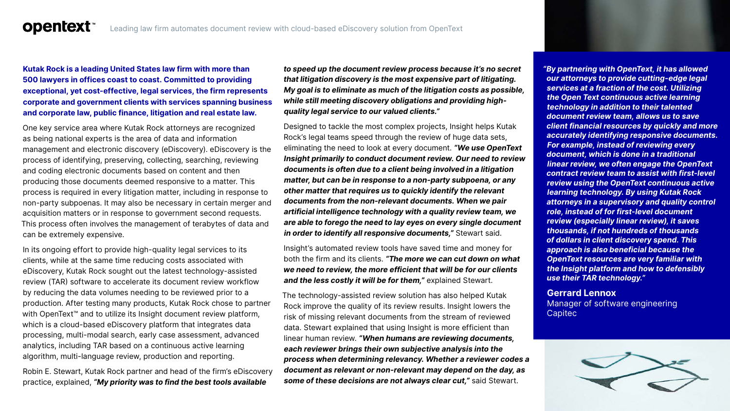**Kutak Rock is a leading United States law firm with more than 500 lawyers in offices coast to coast. Committed to providing exceptional, yet cost-effective, legal services, the firm represents corporate and government clients with services spanning business and corporate law, public finance, litigation and real estate law.**

One key service area where Kutak Rock attorneys are recognized as being national experts is the area of data and information management and electronic discovery (eDiscovery). eDiscovery is the process of identifying, preserving, collecting, searching, reviewing and coding electronic documents based on content and then producing those documents deemed responsive to a matter. This process is required in every litigation matter, including in response to non-party subpoenas. It may also be necessary in certain merger and acquisition matters or in response to government second requests. This process often involves the management of terabytes of data and can be extremely expensive.

In its ongoing effort to provide high-quality legal services to its clients, while at the same time reducing costs associated with eDiscovery, Kutak Rock sought out the latest technology-assisted review (TAR) software to accelerate its document review workflow by reducing the data volumes needing to be reviewed prior to a production. After testing many products, Kutak Rock chose to partner with OpenText™ and to utilize its Insight document review platform, which is a cloud-based eDiscovery platform that integrates data processing, multi-modal search, early case assessment, advanced analytics, including TAR based on a continuous active learning algorithm, multi-language review, production and reporting.

Robin E. Stewart, Kutak Rock partner and head of the firm's eDiscovery practice, explained, ***"My priority was to find the best tools available to speed up the document review process because it's no secret that litigation discovery is the most expensive part of litigating. My goal is to eliminate as much of the litigation costs as possible, while still meeting discovery obligations and providing high-quality legal service to our valued clients."***

Designed to tackle the most complex projects, Insight helps Kutak Rock's legal teams speed through the review of huge data sets, eliminating the need to look at every document. ***"We use OpenText Insight primarily to conduct document review. Our need to review documents is often due to a client being involved in a litigation matter, but can be in response to a non-party subpoena, or any other matter that requires us to quickly identify the relevant documents from the non-relevant documents. When we pair artificial intelligence technology with a quality review team, we are able to forego the need to lay eyes on every single document in order to identify all responsive documents,"*** Stewart said.

Insight's automated review tools have saved time and money for both the firm and its clients. ***"The more we can cut down on what we need to review, the more efficient that will be for our clients and the less costly it will be for them,"*** explained Stewart.

The technology-assisted review solution has also helped Kutak Rock improve the quality of its review results. Insight lowers the risk of missing relevant documents from the stream of reviewed data. Stewart explained that using Insight is more efficient than linear human review. ***"When humans are reviewing documents, each reviewer brings their own subjective analysis into the process when determining relevancy. Whether a reviewer codes a document as relevant or non-relevant may depend on the day, as some of these decisions are not always clear cut,"*** said Stewart.

***"By partnering with OpenText, it has allowed our attorneys to provide cutting-edge legal services at a fraction of the cost. Utilizing the Open Text continuous active learning technology in addition to their talented document review team, allows us to save client financial resources by quickly and more accurately identifying responsive documents. For example, instead of reviewing every document, which is done in a traditional linear review, we often engage the OpenText contract review team to assist with first-level review using the OpenText continuous active learning technology. By using Kutak Rock attorneys in a supervisory and quality control role, instead of for first-level document review (especially linear review), it saves thousands, if not hundreds of thousands of dollars in client discovery spend. This approach is also beneficial because the OpenText resources are very familiar with the Insight platform and how to defensibly use their TAR technology."***

**Gerrard Lennox**
Manager of software engineering
Capitec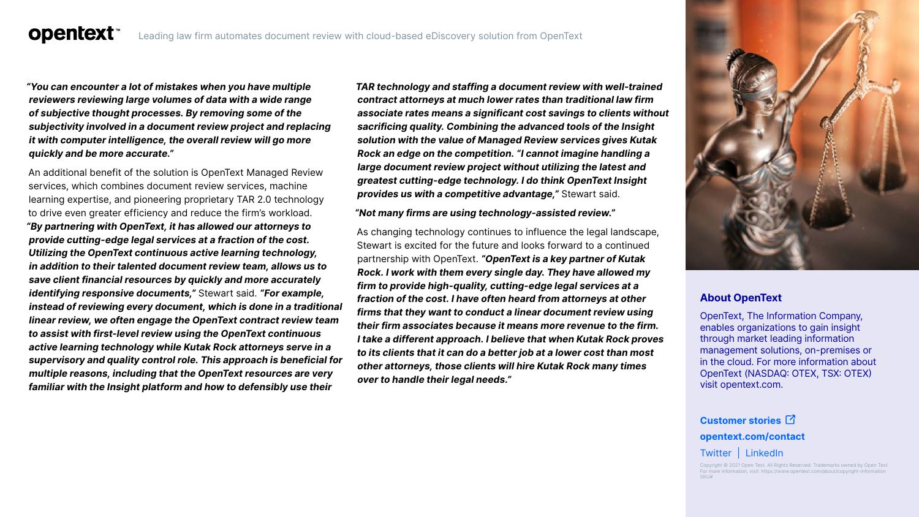***"You can encounter a lot of mistakes when you have multiple reviewers reviewing large volumes of data with a wide range of subjective thought processes. By removing some of the subjectivity involved in a document review project and replacing it with computer intelligence, the overall review will go more quickly and be more accurate."***

An additional benefit of the solution is OpenText Managed Review services, which combines document review services, machine learning expertise, and pioneering proprietary TAR 2.0 technology to drive even greater efficiency and reduce the firm's workload. ***"By partnering with OpenText, it has allowed our attorneys to provide cutting-edge legal services at a fraction of the cost. Utilizing the OpenText continuous active learning technology, in addition to their talented document review team, allows us to save client financial resources by quickly and more accurately identifying responsive documents,"*** Stewart said. ***"For example, instead of reviewing every document, which is done in a traditional linear review, we often engage the OpenText contract review team to assist with first-level review using the OpenText continuous active learning technology while Kutak Rock attorneys serve in a supervisory and quality control role. This approach is beneficial for multiple reasons, including that the OpenText resources are very familiar with the Insight platform and how to defensibly use their TAR technology and staffing a document review with well-trained contract attorneys at much lower rates than traditional law firm associate rates means a significant cost savings to clients without sacrificing quality. Combining the advanced tools of the Insight solution with the value of Managed Review services gives Kutak Rock an edge on the competition. "I cannot imagine handling a large document review project without utilizing the latest and greatest cutting-edge technology. I do think OpenText Insight provides us with a competitive advantage,"*** Stewart said.

***"Not many firms are using technology-assisted review."***

As changing technology continues to influence the legal landscape, Stewart is excited for the future and looks forward to a continued partnership with OpenText. ***"OpenText is a key partner of Kutak Rock. I work with them every single day. They have allowed my firm to provide high-quality, cutting-edge legal services at a fraction of the cost. I have often heard from attorneys at other firms that they want to conduct a linear document review using their firm associates because it means more revenue to the firm. I take a different approach. I believe that when Kutak Rock proves to its clients that it can do a better job at a lower cost than most other attorneys, those clients will hire Kutak Rock many times over to handle their legal needs."***

## About OpenText

OpenText, The Information Company, enables organizations to gain insight through market leading information management solutions, on-premises or in the cloud. For more information about OpenText (NASDAQ: OTEX, TSX: OTEX) visit opentext.com.

**Customer stories**

**opentext.com/contact**

Twitter | LinkedIn

Copyright © 2021 Open Text. All Rights Reserved. Trademarks owned by Open Text. For more information, visit: https://www.opentext.com/about/copyright-information SKU#